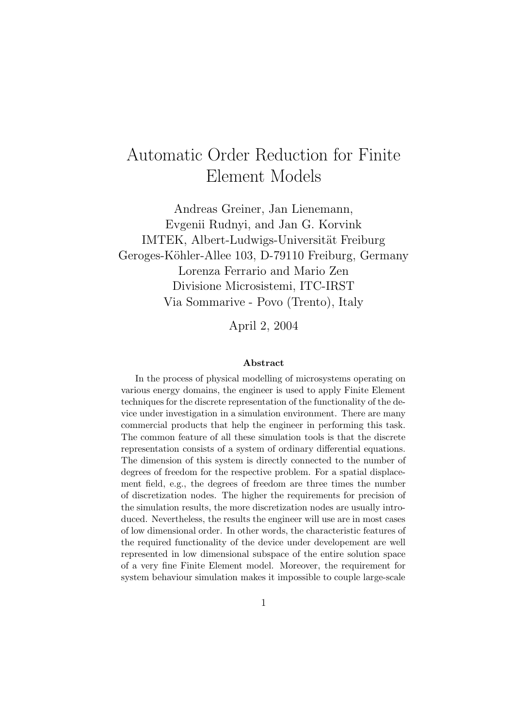# Automatic Order Reduction for Finite Element Models

Andreas Greiner, Jan Lienemann,
Evgenii Rudnyi, and Jan G. Korvink
IMTEK, Albert-Ludwigs-Universität Freiburg
Geroges-Köhler-Allee 103, D-79110 Freiburg, Germany
Lorenza Ferrario and Mario Zen
Divisione Microsistemi, ITC-IRST
Via Sommarive - Povo (Trento), Italy

April 2, 2004

### Abstract

In the process of physical modelling of microsystems operating on various energy domains, the engineer is used to apply Finite Element techniques for the discrete representation of the functionality of the device under investigation in a simulation environment. There are many commercial products that help the engineer in performing this task. The common feature of all these simulation tools is that the discrete representation consists of a system of ordinary differential equations. The dimension of this system is directly connected to the number of degrees of freedom for the respective problem. For a spatial displacement field, e.g., the degrees of freedom are three times the number of discretization nodes. The higher the requirements for precision of the simulation results, the more discretization nodes are usually introduced. Nevertheless, the results the engineer will use are in most cases of low dimensional order. In other words, the characteristic features of the required functionality of the device under developement are well represented in low dimensional subspace of the entire solution space of a very fine Finite Element model. Moreover, the requirement for system behaviour simulation makes it impossible to couple large-scale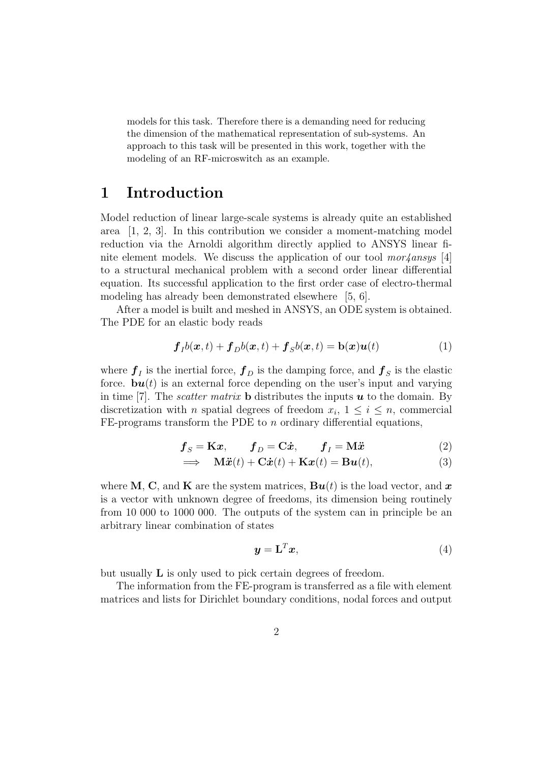models for this task. Therefore there is a demanding need for reducing the dimension of the mathematical representation of sub-systems. An approach to this task will be presented in this work, together with the modeling of an RF-microswitch as an example.

# 1 Introduction

Model reduction of linear large-scale systems is already quite an established area [1, 2, 3]. In this contribution we consider a moment-matching model reduction via the Arnoldi algorithm directly applied to ANSYS linear finite element models. We discuss the application of our tool *mor4ansys* [4] to a structural mechanical problem with a second order linear differential equation. Its successful application to the first order case of electro-thermal modeling has already been demonstrated elsewhere [5, 6].

After a model is built and meshed in ANSYS, an ODE system is obtained. The PDE for an elastic body reads

$$\boldsymbol{f}_I b(\boldsymbol{x}, t) + \boldsymbol{f}_D b(\boldsymbol{x}, t) + \boldsymbol{f}_S b(\boldsymbol{x}, t) = \mathbf{b}(\boldsymbol{x}) \boldsymbol{u}(t) \tag{1}$$

where $\boldsymbol{f}_I$ is the inertial force, $\boldsymbol{f}_D$ is the damping force, and $\boldsymbol{f}_S$ is the elastic force. $\mathbf{b}\boldsymbol{u}(t)$ is an external force depending on the user's input and varying in time [7]. The *scatter matrix* $\mathbf{b}$ distributes the inputs $\boldsymbol{u}$ to the domain. By discretization with $n$ spatial degrees of freedom $x_i$, $1 \leq i \leq n$, commercial FE-programs transform the PDE to $n$ ordinary differential equations,

$$\boldsymbol{f}_S = \mathbf{K}\boldsymbol{x}, \qquad \boldsymbol{f}_D = \mathbf{C}\dot{\boldsymbol{x}}, \qquad \boldsymbol{f}_I = \mathbf{M}\ddot{\boldsymbol{x}} \tag{2}$$

$$\Longrightarrow \quad \mathbf{M}\ddot{\boldsymbol{x}}(t) + \mathbf{C}\dot{\boldsymbol{x}}(t) + \mathbf{K}\boldsymbol{x}(t) = \mathbf{B}\boldsymbol{u}(t), \tag{3}$$

where $\mathbf{M}$, $\mathbf{C}$, and $\mathbf{K}$ are the system matrices, $\mathbf{B}\boldsymbol{u}(t)$ is the load vector, and $\boldsymbol{x}$ is a vector with unknown degree of freedoms, its dimension being routinely from 10 000 to 1000 000. The outputs of the system can in principle be an arbitrary linear combination of states

$$\boldsymbol{y} = \mathbf{L}^T \boldsymbol{x}, \tag{4}$$

but usually $\mathbf{L}$ is only used to pick certain degrees of freedom.

The information from the FE-program is transferred as a file with element matrices and lists for Dirichlet boundary conditions, nodal forces and output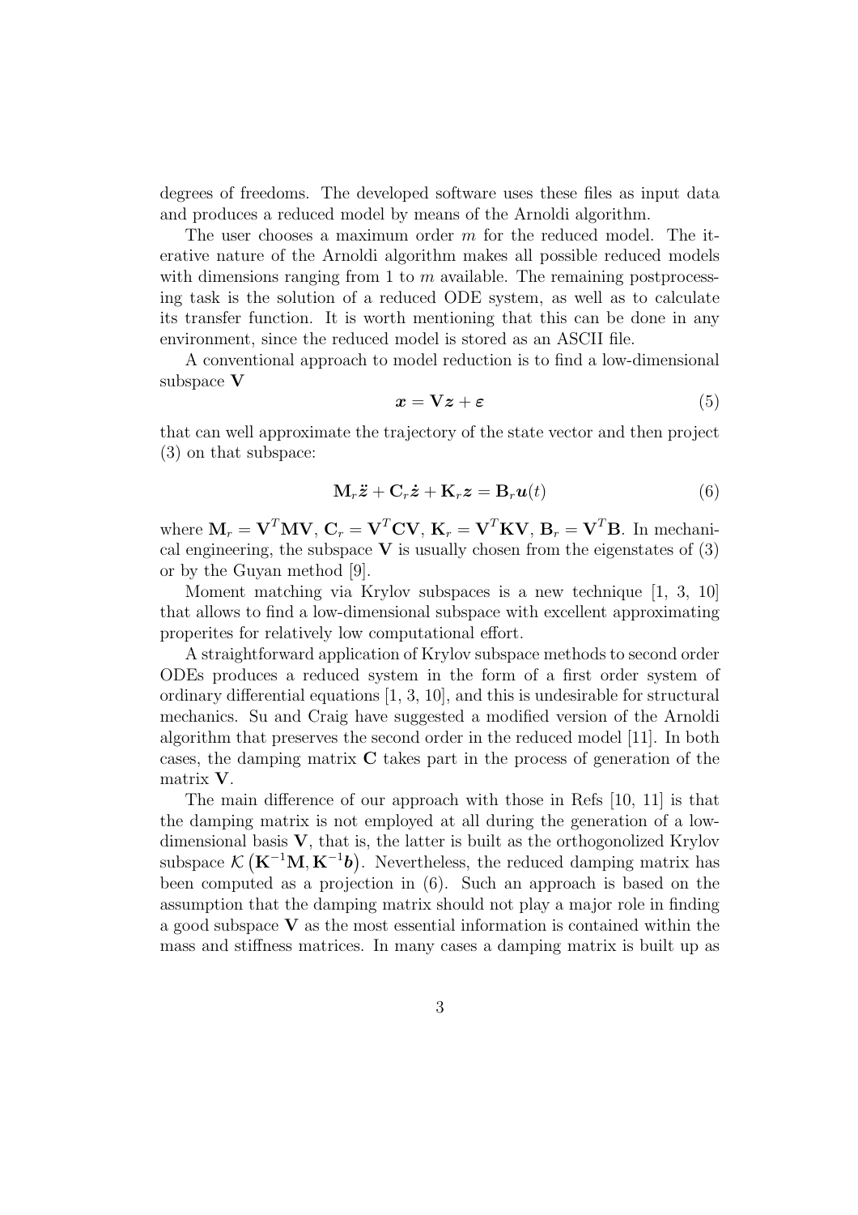degrees of freedoms. The developed software uses these files as input data and produces a reduced model by means of the Arnoldi algorithm.

The user chooses a maximum order $m$ for the reduced model. The iterative nature of the Arnoldi algorithm makes all possible reduced models with dimensions ranging from 1 to $m$ available. The remaining postprocessing task is the solution of a reduced ODE system, as well as to calculate its transfer function. It is worth mentioning that this can be done in any environment, since the reduced model is stored as an ASCII file.

A conventional approach to model reduction is to find a low-dimensional subspace $\mathbf{V}$

$$\boldsymbol{x} = \mathbf{V}\boldsymbol{z} + \boldsymbol{\varepsilon} \tag{5}$$

that can well approximate the trajectory of the state vector and then project (3) on that subspace:

$$\mathbf{M}_r\ddot{\boldsymbol{z}} + \mathbf{C}_r\dot{\boldsymbol{z}} + \mathbf{K}_r\boldsymbol{z} = \mathbf{B}_r\boldsymbol{u}(t) \tag{6}$$

where $\mathbf{M}_r = \mathbf{V}^T\mathbf{M}\mathbf{V}$, $\mathbf{C}_r = \mathbf{V}^T\mathbf{C}\mathbf{V}$, $\mathbf{K}_r = \mathbf{V}^T\mathbf{K}\mathbf{V}$, $\mathbf{B}_r = \mathbf{V}^T\mathbf{B}$. In mechanical engineering, the subspace $\mathbf{V}$ is usually chosen from the eigenstates of (3) or by the Guyan method [9].

Moment matching via Krylov subspaces is a new technique [1, 3, 10] that allows to find a low-dimensional subspace with excellent approximating properites for relatively low computational effort.

A straightforward application of Krylov subspace methods to second order ODEs produces a reduced system in the form of a first order system of ordinary differential equations [1, 3, 10], and this is undesirable for structural mechanics. Su and Craig have suggested a modified version of the Arnoldi algorithm that preserves the second order in the reduced model [11]. In both cases, the damping matrix $\mathbf{C}$ takes part in the process of generation of the matrix $\mathbf{V}$.

The main difference of our approach with those in Refs [10, 11] is that the damping matrix is not employed at all during the generation of a low-dimensional basis $\mathbf{V}$, that is, the latter is built as the orthogonolized Krylov subspace $\mathcal{K}\left(\mathbf{K}^{-1}\mathbf{M}, \mathbf{K}^{-1}\boldsymbol{b}\right)$. Nevertheless, the reduced damping matrix has been computed as a projection in (6). Such an approach is based on the assumption that the damping matrix should not play a major role in finding a good subspace $\mathbf{V}$ as the most essential information is contained within the mass and stiffness matrices. In many cases a damping matrix is built up as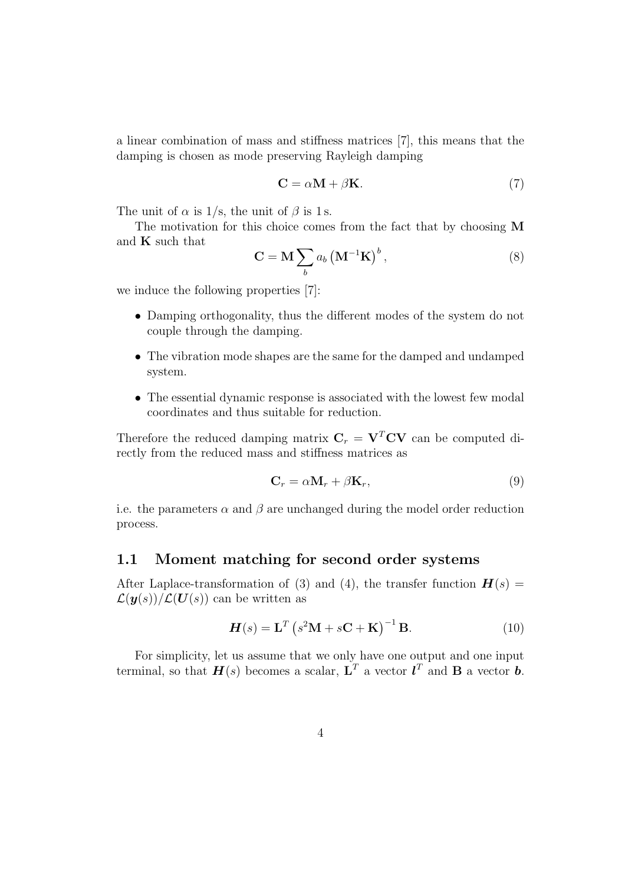a linear combination of mass and stiffness matrices [7], this means that the damping is chosen as mode preserving Rayleigh damping

$$\mathbf{C} = \alpha\mathbf{M} + \beta\mathbf{K}. \tag{7}$$

The unit of $\alpha$ is 1/s, the unit of $\beta$ is 1 s.

The motivation for this choice comes from the fact that by choosing $\mathbf{M}$ and $\mathbf{K}$ such that

$$\mathbf{C} = \mathbf{M}\sum_{b} a_b \left(\mathbf{M}^{-1}\mathbf{K}\right)^b, \tag{8}$$

we induce the following properties [7]:

- Damping orthogonality, thus the different modes of the system do not couple through the damping.
- The vibration mode shapes are the same for the damped and undamped system.
- The essential dynamic response is associated with the lowest few modal coordinates and thus suitable for reduction.

Therefore the reduced damping matrix $\mathbf{C}_r = \mathbf{V}^T\mathbf{C}\mathbf{V}$ can be computed directly from the reduced mass and stiffness matrices as

$$\mathbf{C}_r = \alpha\mathbf{M}_r + \beta\mathbf{K}_r, \tag{9}$$

i.e. the parameters $\alpha$ and $\beta$ are unchanged during the model order reduction process.

## 1.1 Moment matching for second order systems

After Laplace-transformation of (3) and (4), the transfer function $\boldsymbol{H}(s) = \mathcal{L}(\boldsymbol{y}(s))/\mathcal{L}(\boldsymbol{U}(s))$ can be written as

$$\boldsymbol{H}(s) = \mathbf{L}^T\left(s^2\mathbf{M} + s\mathbf{C} + \mathbf{K}\right)^{-1}\mathbf{B}. \tag{10}$$

For simplicity, let us assume that we only have one output and one input terminal, so that $\boldsymbol{H}(s)$ becomes a scalar, $\mathbf{L}^T$ a vector $\boldsymbol{l}^T$ and $\mathbf{B}$ a vector $\boldsymbol{b}$.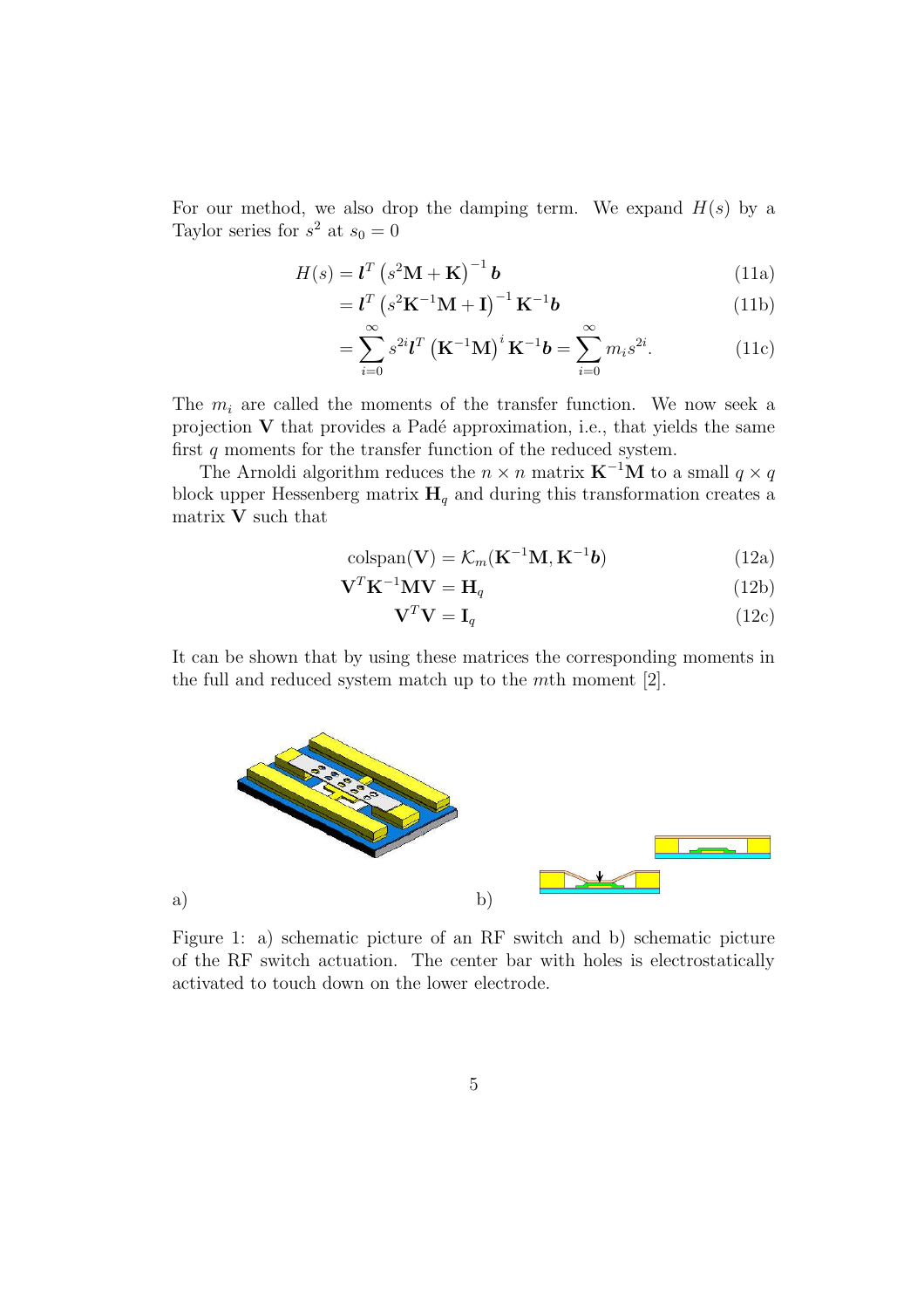For our method, we also drop the damping term. We expand $H(s)$ by a Taylor series for $s^2$ at $s_0 = 0$

$$
\begin{aligned}
H(s) &= \boldsymbol{l}^T \left(s^2\mathbf{M} + \mathbf{K}\right)^{-1} \boldsymbol{b} && \text{(11a)}\\
&= \boldsymbol{l}^T \left(s^2\mathbf{K}^{-1}\mathbf{M} + \mathbf{I}\right)^{-1} \mathbf{K}^{-1}\boldsymbol{b} && \text{(11b)}\\
&= \sum_{i=0}^{\infty} s^{2i}\boldsymbol{l}^T \left(\mathbf{K}^{-1}\mathbf{M}\right)^i \mathbf{K}^{-1}\boldsymbol{b} = \sum_{i=0}^{\infty} m_i s^{2i}. && \text{(11c)}
\end{aligned}
$$

The $m_i$ are called the moments of the transfer function. We now seek a projection $\mathbf{V}$ that provides a Padé approximation, i.e., that yields the same first $q$ moments for the transfer function of the reduced system.

The Arnoldi algorithm reduces the $n \times n$ matrix $\mathbf{K}^{-1}\mathbf{M}$ to a small $q \times q$ block upper Hessenberg matrix $\mathbf{H}_q$ and during this transformation creates a matrix $\mathbf{V}$ such that

$$
\begin{aligned}
\text{colspan}(\mathbf{V}) &= \mathcal{K}_m(\mathbf{K}^{-1}\mathbf{M}, \mathbf{K}^{-1}\boldsymbol{b}) && \text{(12a)}\\
\mathbf{V}^T\mathbf{K}^{-1}\mathbf{M}\mathbf{V} &= \mathbf{H}_q && \text{(12b)}\\
\mathbf{V}^T\mathbf{V} &= \mathbf{I}_q && \text{(12c)}
\end{aligned}
$$

It can be shown that by using these matrices the corresponding moments in the full and reduced system match up to the $m$th moment [2].

a) b)

Figure 1: a) schematic picture of an RF switch and b) schematic picture of the RF switch actuation. The center bar with holes is electrostatically activated to touch down on the lower electrode.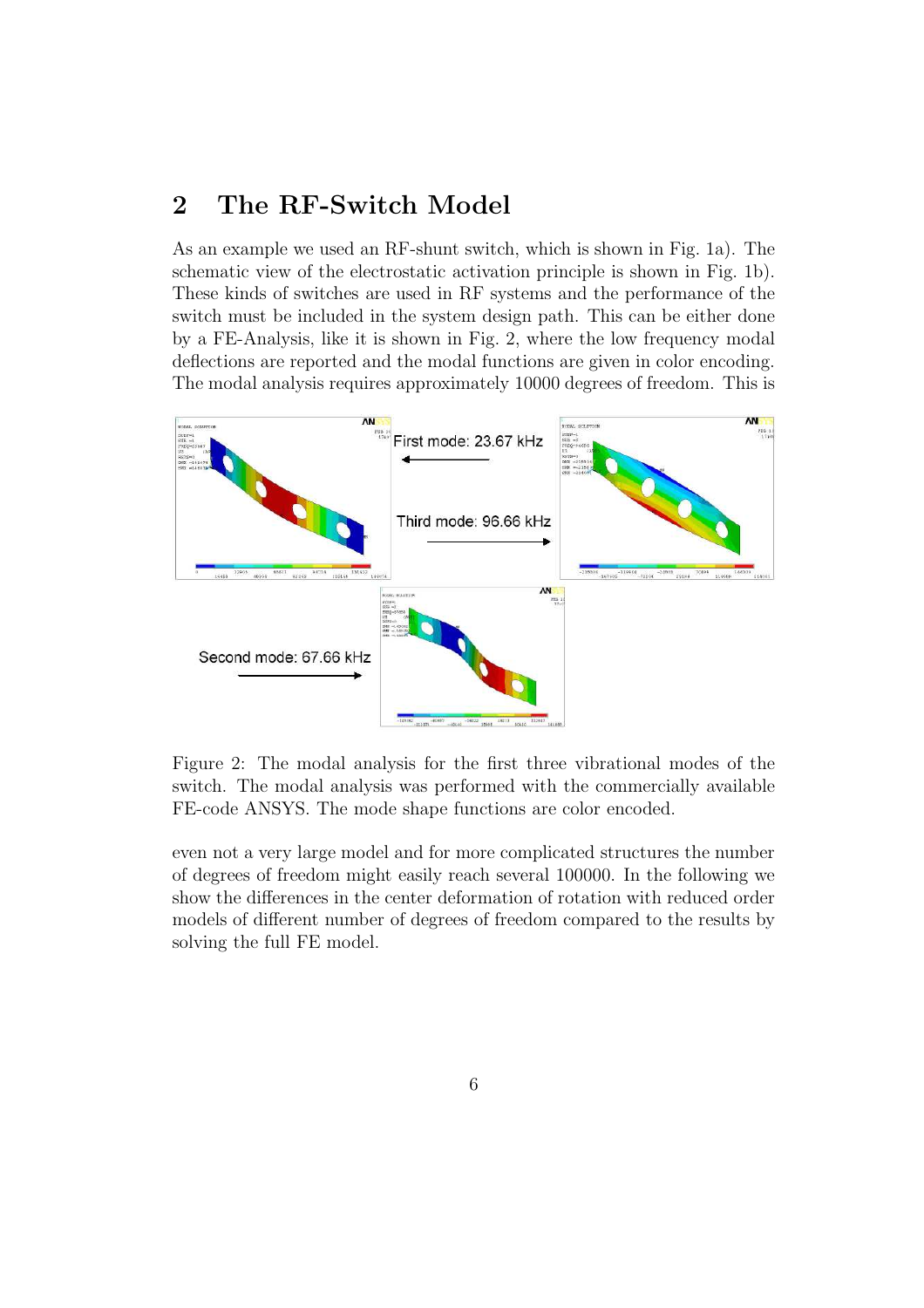## 2 The RF-Switch Model

As an example we used an RF-shunt switch, which is shown in Fig. 1a). The schematic view of the electrostatic activation principle is shown in Fig. 1b). These kinds of switches are used in RF systems and the performance of the switch must be included in the system design path. This can be either done by a FE-Analysis, like it is shown in Fig. 2, where the low frequency modal deflections are reported and the modal functions are given in color encoding. The modal analysis requires approximately 10000 degrees of freedom. This is

Figure 2: The modal analysis for the first three vibrational modes of the switch. The modal analysis was performed with the commercially available FE-code ANSYS. The mode shape functions are color encoded.

even not a very large model and for more complicated structures the number of degrees of freedom might easily reach several 100000. In the following we show the differences in the center deformation of rotation with reduced order models of different number of degrees of freedom compared to the results by solving the full FE model.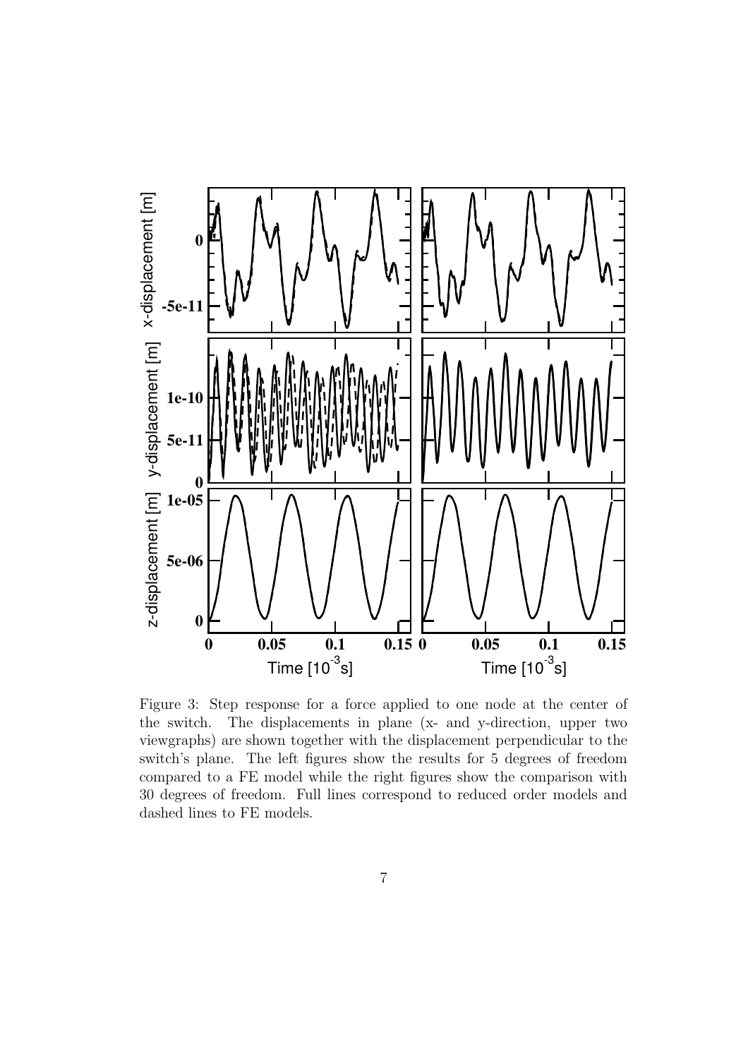Figure 3: Step response for a force applied to one node at the center of the switch. The displacements in plane (x- and y-direction, upper two viewgraphs) are shown together with the displacement perpendicular to the switch's plane. The left figures show the results for 5 degrees of freedom compared to a FE model while the right figures show the comparison with 30 degrees of freedom. Full lines correspond to reduced order models and dashed lines to FE models.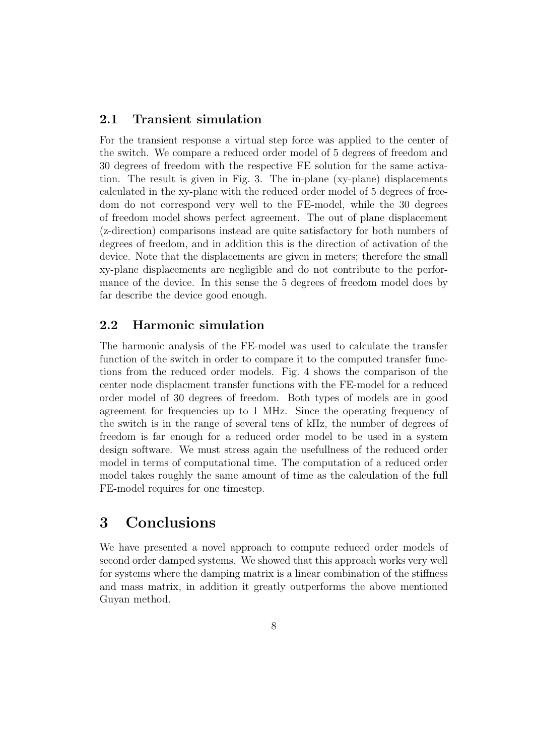### 2.1 Transient simulation

For the transient response a virtual step force was applied to the center of the switch. We compare a reduced order model of 5 degrees of freedom and 30 degrees of freedom with the respective FE solution for the same activation. The result is given in Fig. 3. The in-plane (xy-plane) displacements calculated in the xy-plane with the reduced order model of 5 degrees of freedom do not correspond very well to the FE-model, while the 30 degrees of freedom model shows perfect agreement. The out of plane displacement (z-direction) comparisons instead are quite satisfactory for both numbers of degrees of freedom, and in addition this is the direction of activation of the device. Note that the displacements are given in meters; therefore the small xy-plane displacements are negligible and do not contribute to the performance of the device. In this sense the 5 degrees of freedom model does by far describe the device good enough.

### 2.2 Harmonic simulation

The harmonic analysis of the FE-model was used to calculate the transfer function of the switch in order to compare it to the computed transfer functions from the reduced order models. Fig. 4 shows the comparison of the center node displacment transfer functions with the FE-model for a reduced order model of 30 degrees of freedom. Both types of models are in good agreement for frequencies up to 1 MHz. Since the operating frequency of the switch is in the range of several tens of kHz, the number of degrees of freedom is far enough for a reduced order model to be used in a system design software. We must stress again the usefullness of the reduced order model in terms of computational time. The computation of a reduced order model takes roughly the same amount of time as the calculation of the full FE-model requires for one timestep.

## 3 Conclusions

We have presented a novel approach to compute reduced order models of second order damped systems. We showed that this approach works very well for systems where the damping matrix is a linear combination of the stiffness and mass matrix, in addition it greatly outperforms the above mentioned Guyan method.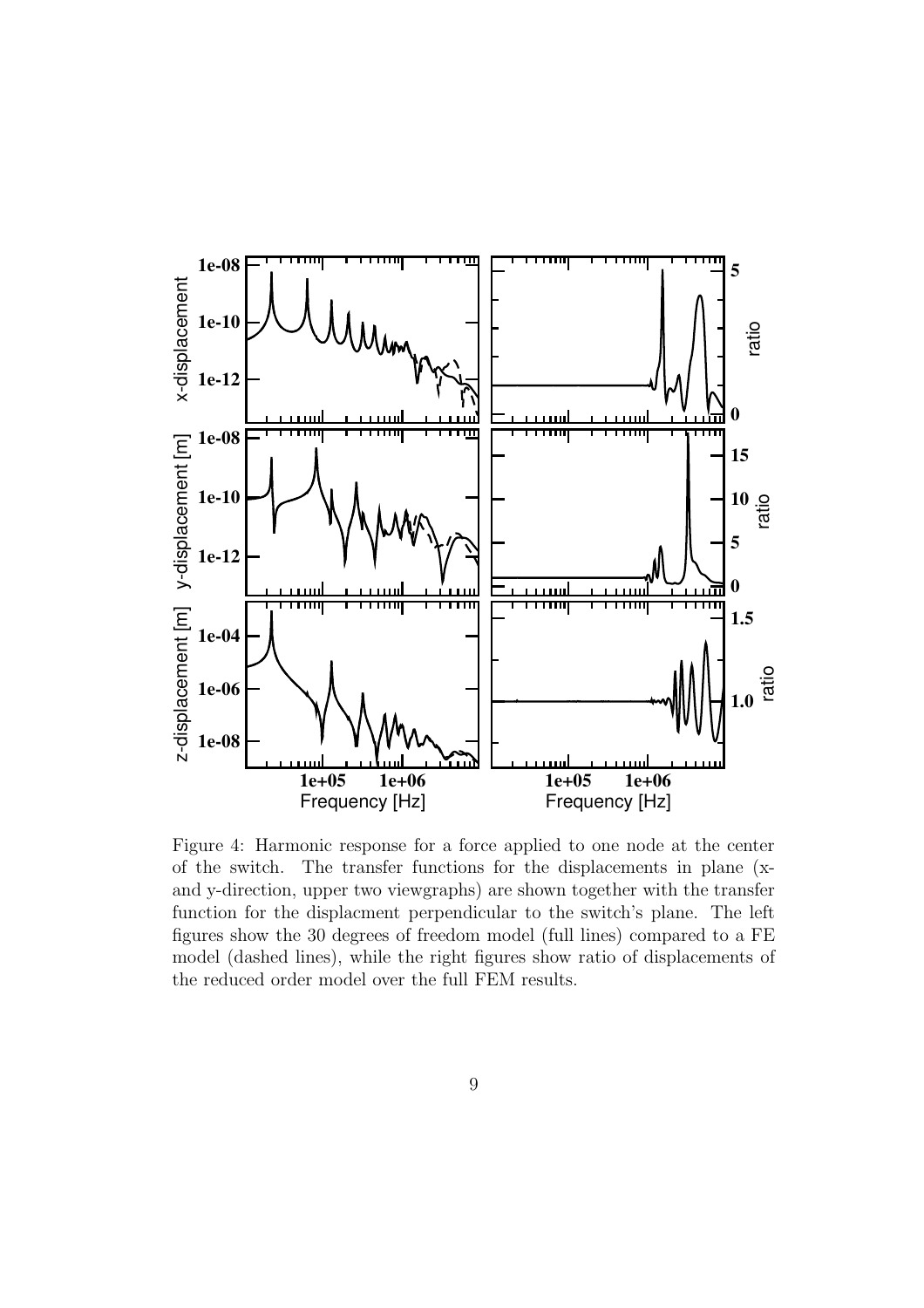Figure 4: Harmonic response for a force applied to one node at the center of the switch. The transfer functions for the displacements in plane (x- and y-direction, upper two viewgraphs) are shown together with the transfer function for the displacment perpendicular to the switch's plane. The left figures show the 30 degrees of freedom model (full lines) compared to a FE model (dashed lines), while the right figures show ratio of displacements of the reduced order model over the full FEM results.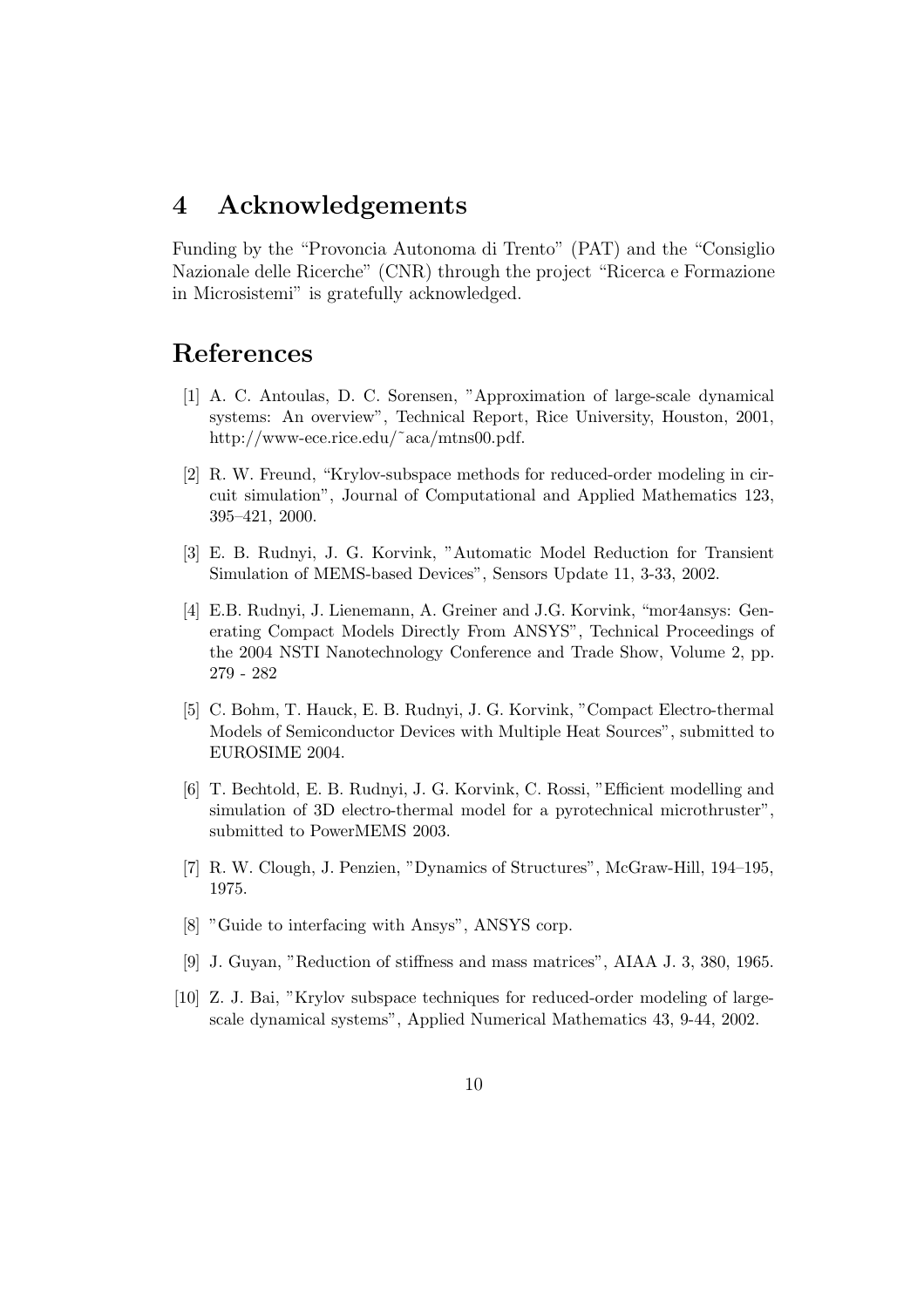# 4 Acknowledgements

Funding by the "Provoncia Autonoma di Trento" (PAT) and the "Consiglio Nazionale delle Ricerche" (CNR) through the project "Ricerca e Formazione in Microsistemi" is gratefully acknowledged.

# References

[1] A. C. Antoulas, D. C. Sorensen, "Approximation of large-scale dynamical systems: An overview", Technical Report, Rice University, Houston, 2001, http://www-ece.rice.edu/~aca/mtns00.pdf.

[2] R. W. Freund, "Krylov-subspace methods for reduced-order modeling in circuit simulation", Journal of Computational and Applied Mathematics 123, 395–421, 2000.

[3] E. B. Rudnyi, J. G. Korvink, "Automatic Model Reduction for Transient Simulation of MEMS-based Devices", Sensors Update 11, 3-33, 2002.

[4] E.B. Rudnyi, J. Lienemann, A. Greiner and J.G. Korvink, "mor4ansys: Generating Compact Models Directly From ANSYS", Technical Proceedings of the 2004 NSTI Nanotechnology Conference and Trade Show, Volume 2, pp. 279 - 282

[5] C. Bohm, T. Hauck, E. B. Rudnyi, J. G. Korvink, "Compact Electro-thermal Models of Semiconductor Devices with Multiple Heat Sources", submitted to EUROSIME 2004.

[6] T. Bechtold, E. B. Rudnyi, J. G. Korvink, C. Rossi, "Efficient modelling and simulation of 3D electro-thermal model for a pyrotechnical microthruster", submitted to PowerMEMS 2003.

[7] R. W. Clough, J. Penzien, "Dynamics of Structures", McGraw-Hill, 194–195, 1975.

[8] "Guide to interfacing with Ansys", ANSYS corp.

[9] J. Guyan, "Reduction of stiffness and mass matrices", AIAA J. 3, 380, 1965.

[10] Z. J. Bai, "Krylov subspace techniques for reduced-order modeling of large-scale dynamical systems", Applied Numerical Mathematics 43, 9-44, 2002.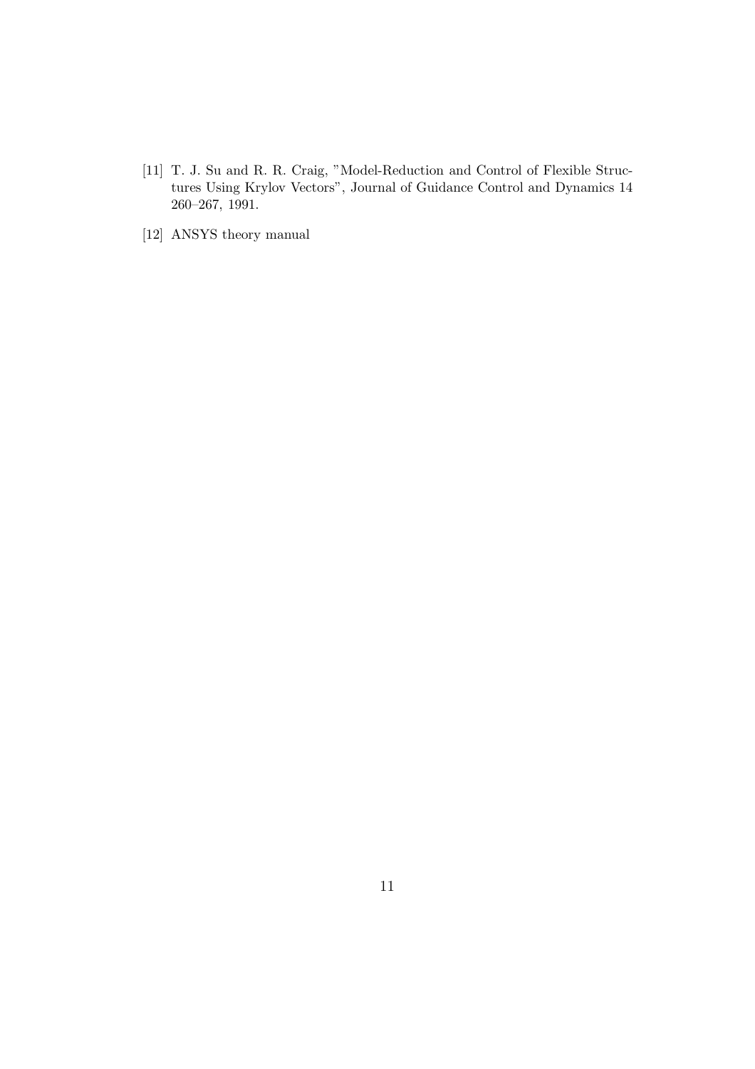[11] T. J. Su and R. R. Craig, "Model-Reduction and Control of Flexible Structures Using Krylov Vectors", Journal of Guidance Control and Dynamics 14 260–267, 1991.

[12] ANSYS theory manual